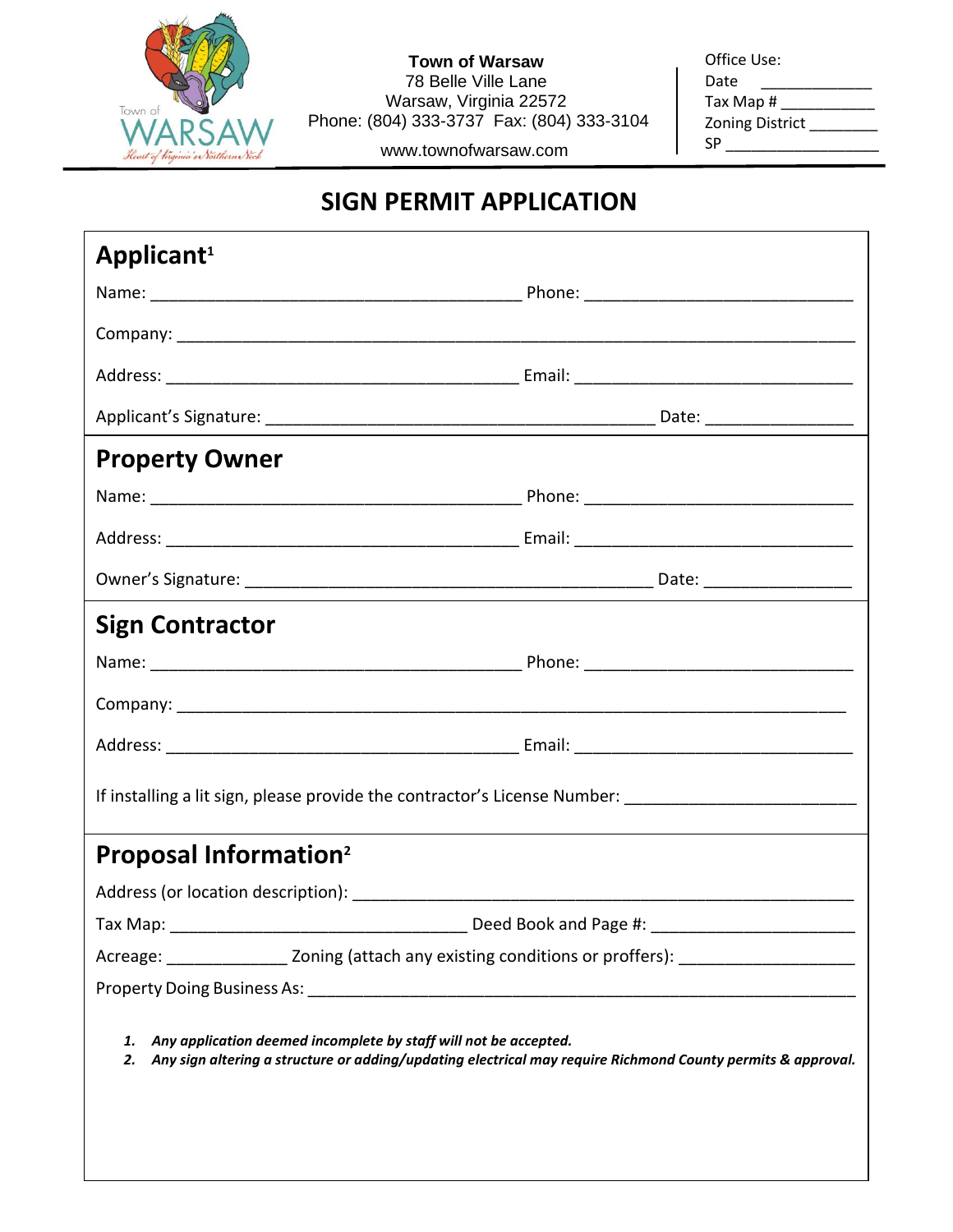**Town of Warsaw**
78 Belle Ville Lane
Warsaw, Virginia 22572
Phone: (804) 333-3737 Fax: (804) 333-3104
www.townofwarsaw.com

Office Use:
Date ____________
Tax Map # ___________
Zoning District ________
SP __________________

# SIGN PERMIT APPLICATION

## Applicant[1]

Name: ________________________________________ Phone: _____________________________

Company: __________________________________________________________________________

Address: ______________________________________ Email: ______________________________

Applicant's Signature: __________________________________________ Date: ________________

## Property Owner

Name: ________________________________________ Phone: _____________________________

Address: ______________________________________ Email: ______________________________

Owner's Signature: ____________________________________________ Date: ________________

## Sign Contractor

Name: ________________________________________ Phone: _____________________________

Company: _________________________________________________________________________

Address: ______________________________________ Email: ______________________________

If installing a lit sign, please provide the contractor's License Number: _________________________

## Proposal Information[2]

Address (or location description): _______________________________________________________

Tax Map: ________________________________ Deed Book and Page #: ______________________

Acreage: _____________ Zoning (attach any existing conditions or proffers): ___________________

Property Doing Business As: ___________________________________________________________

1. ***Any application deemed incomplete by staff will not be accepted.***
2. ***Any sign altering a structure or adding/updating electrical may require Richmond County permits & approval.***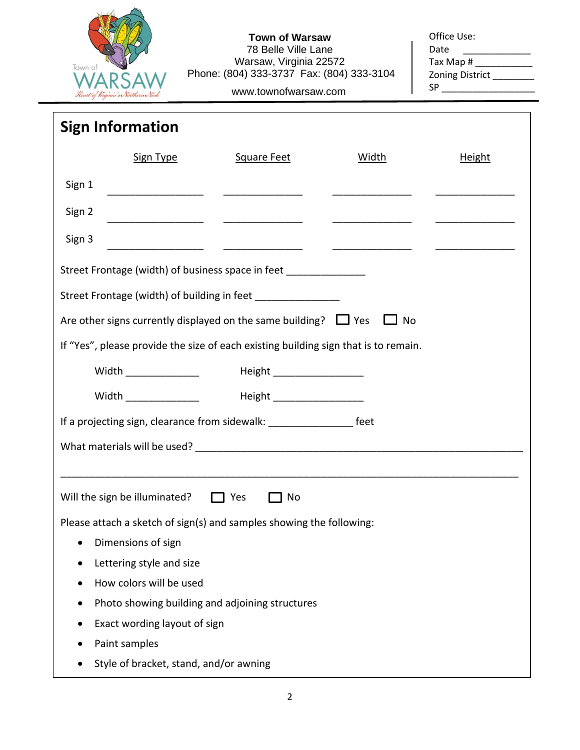**Town of Warsaw**
78 Belle Ville Lane
Warsaw, Virginia 22572
Phone: (804) 333-3737 Fax: (804) 333-3104
www.townofwarsaw.com

Office Use:
Date ____________
Tax Map # ___________
Zoning District ________
SP __________________

## Sign Information

| | Sign Type | Square Feet | Width | Height |
|---|---|---|---|---|
| Sign 1 | ________________ | ______________ | ______________ | ______________ |
| Sign 2 | ________________ | ______________ | ______________ | ______________ |
| Sign 3 | ________________ | ______________ | ______________ | ______________ |

Street Frontage (width) of business space in feet ______________

Street Frontage (width) of building in feet _______________

Are other signs currently displayed on the same building? ☐ Yes ☐ No

If "Yes", please provide the size of each existing building sign that is to remain.

Width _____________ Height ________________

Width _____________ Height ________________

If a projecting sign, clearance from sidewalk: _______________ feet

What materials will be used? ___________________________________________________________

_____________________________________________________________________________

Will the sign be illuminated? ☐ Yes ☐ No

Please attach a sketch of sign(s) and samples showing the following:

- Dimensions of sign
- Lettering style and size
- How colors will be used
- Photo showing building and adjoining structures
- Exact wording layout of sign
- Paint samples
- Style of bracket, stand, and/or awning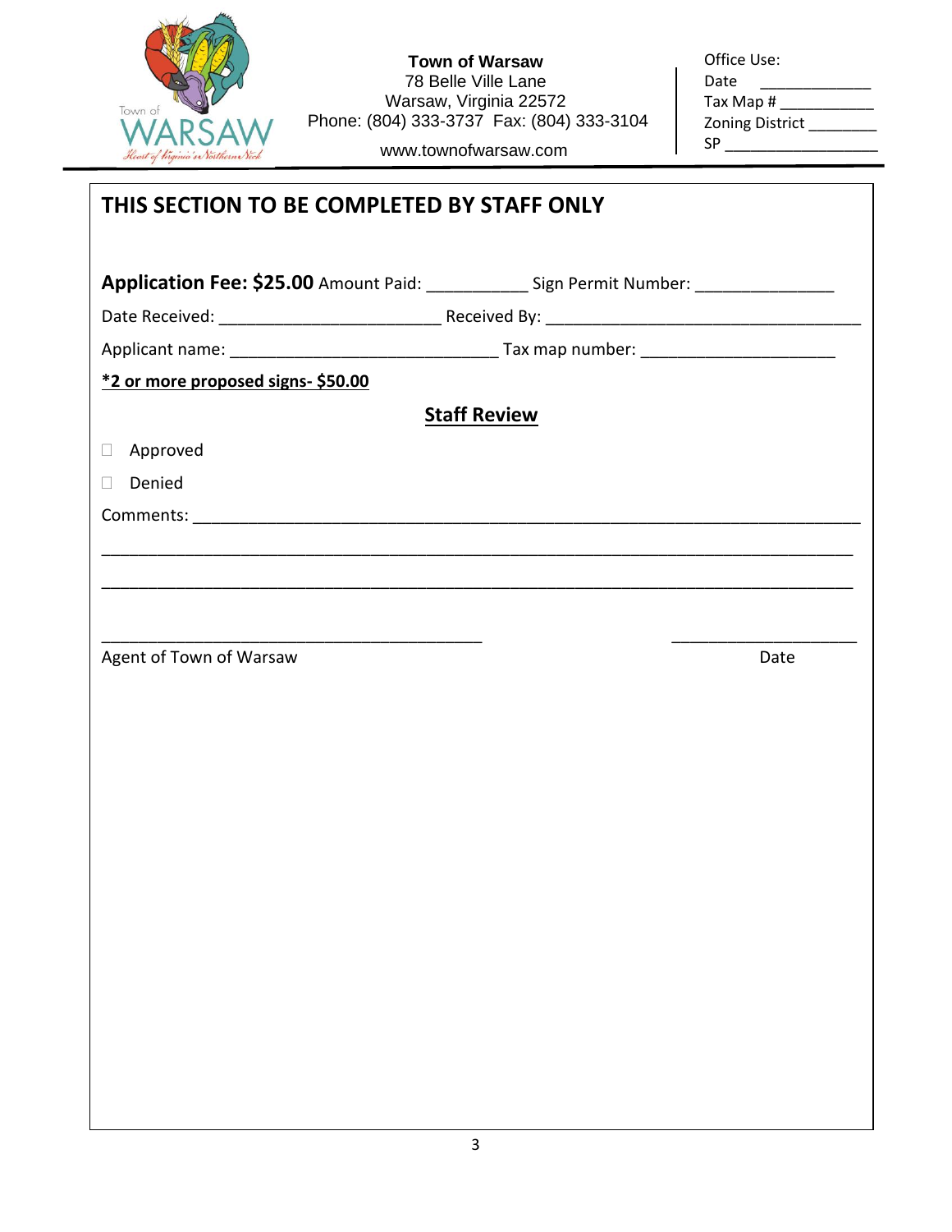**Town of Warsaw**
78 Belle Ville Lane
Warsaw, Virginia 22572
Phone: (804) 333-3737 Fax: (804) 333-3104
www.townofwarsaw.com

Office Use:
Date ____________
Tax Map # __________
Zoning District ________
SP _________________

## THIS SECTION TO BE COMPLETED BY STAFF ONLY

**Application Fee: $25.00** Amount Paid: __________ Sign Permit Number: ______________

Date Received: _______________________ Received By: _________________________________

Applicant name: ____________________________ Tax map number: ____________________

***2 or more proposed signs- $50.00**

**Staff Review**

- ☐ Approved
- ☐ Denied

Comments: ________________________________________________________________

__________________________________________________________________________

__________________________________________________________________________

________________________________________ ____________________

Agent of Town of Warsaw Date